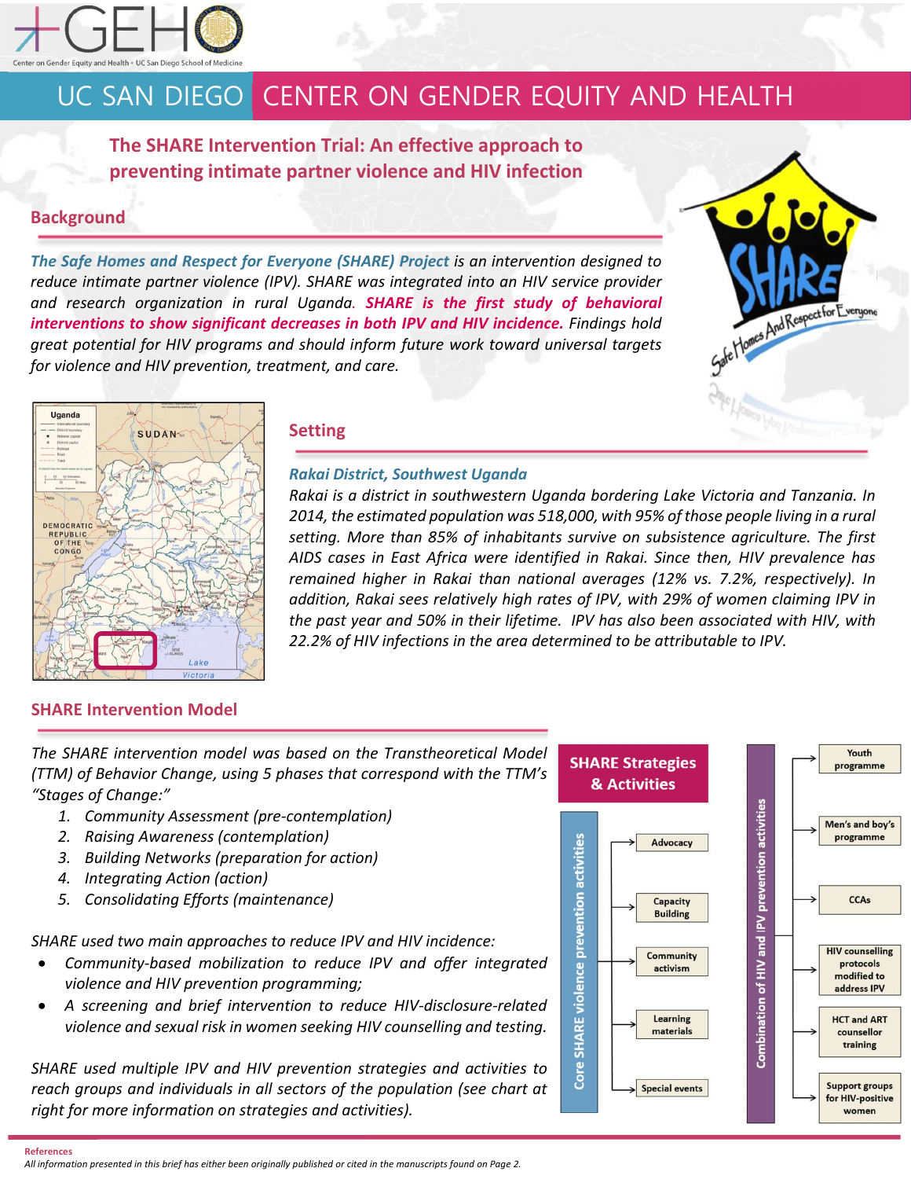# UC SAN DIEGO CENTER ON GENDER EQUITY AND HEALTH

## The SHARE Intervention Trial: An effective approach to preventing intimate partner violence and HIV infection

## Background

*The Safe Homes and Respect for Everyone (SHARE) Project is an intervention designed to reduce intimate partner violence (IPV). SHARE was integrated into an HIV service provider and research organization in rural Uganda. **SHARE is the first study of behavioral interventions to show significant decreases in both IPV and HIV incidence.** Findings hold great potential for HIV programs and should inform future work toward universal targets for violence and HIV prevention, treatment, and care.*

## Setting

### *Rakai District, Southwest Uganda*

*Rakai is a district in southwestern Uganda bordering Lake Victoria and Tanzania. In 2014, the estimated population was 518,000, with 95% of those people living in a rural setting. More than 85% of inhabitants survive on subsistence agriculture. The first AIDS cases in East Africa were identified in Rakai. Since then, HIV prevalence has remained higher in Rakai than national averages (12% vs. 7.2%, respectively). In addition, Rakai sees relatively high rates of IPV, with 29% of women claiming IPV in the past year and 50% in their lifetime. IPV has also been associated with HIV, with 22.2% of HIV infections in the area determined to be attributable to IPV.*

## SHARE Intervention Model

*The SHARE intervention model was based on the Transtheoretical Model (TTM) of Behavior Change, using 5 phases that correspond with the TTM's "Stages of Change:"*

1. *Community Assessment (pre-contemplation)*
2. *Raising Awareness (contemplation)*
3. *Building Networks (preparation for action)*
4. *Integrating Action (action)*
5. *Consolidating Efforts (maintenance)*

*SHARE used two main approaches to reduce IPV and HIV incidence:*

- *Community-based mobilization to reduce IPV and offer integrated violence and HIV prevention programming;*
- *A screening and brief intervention to reduce HIV-disclosure-related violence and sexual risk in women seeking HIV counselling and testing.*

*SHARE used multiple IPV and HIV prevention strategies and activities to reach groups and individuals in all sectors of the population (see chart at right for more information on strategies and activities).*

### SHARE Strategies & Activities

**Core SHARE violence prevention activities**
- Advocacy
- Capacity Building
- Community activism
- Learning materials
- Special events

**Combination of HIV and IPV prevention activities**
- Youth programme
- Men's and boy's programme
- CCAs
- HIV counselling protocols modified to address IPV
- HCT and ART counsellor training
- Support groups for HIV-positive women

**References**

*All information presented in this brief has either been originally published or cited in the manuscripts found on Page 2.*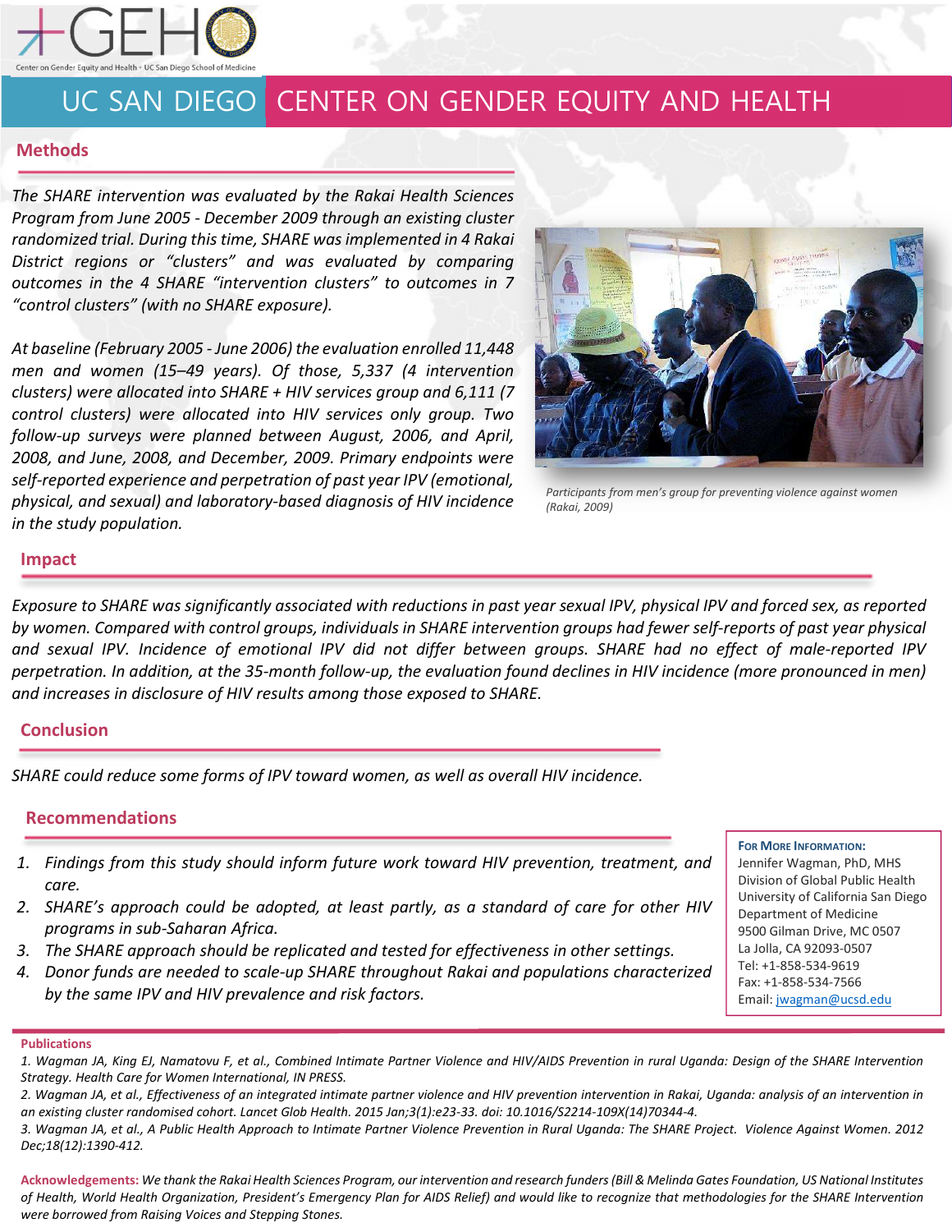# UC SAN DIEGO CENTER ON GENDER EQUITY AND HEALTH

## Methods

*The SHARE intervention was evaluated by the Rakai Health Sciences Program from June 2005 - December 2009 through an existing cluster randomized trial. During this time, SHARE was implemented in 4 Rakai District regions or "clusters" and was evaluated by comparing outcomes in the 4 SHARE "intervention clusters" to outcomes in 7 "control clusters" (with no SHARE exposure).*

*At baseline (February 2005 - June 2006) the evaluation enrolled 11,448 men and women (15–49 years). Of those, 5,337 (4 intervention clusters) were allocated into SHARE + HIV services group and 6,111 (7 control clusters) were allocated into HIV services only group. Two follow-up surveys were planned between August, 2006, and April, 2008, and June, 2008, and December, 2009. Primary endpoints were self-reported experience and perpetration of past year IPV (emotional, physical, and sexual) and laboratory-based diagnosis of HIV incidence in the study population.*

*Participants from men's group for preventing violence against women (Rakai, 2009)*

## Impact

*Exposure to SHARE was significantly associated with reductions in past year sexual IPV, physical IPV and forced sex, as reported by women. Compared with control groups, individuals in SHARE intervention groups had fewer self-reports of past year physical and sexual IPV. Incidence of emotional IPV did not differ between groups. SHARE had no effect of male-reported IPV perpetration. In addition, at the 35-month follow-up, the evaluation found declines in HIV incidence (more pronounced in men) and increases in disclosure of HIV results among those exposed to SHARE.*

## Conclusion

*SHARE could reduce some forms of IPV toward women, as well as overall HIV incidence.*

## Recommendations

1. *Findings from this study should inform future work toward HIV prevention, treatment, and care.*
2. *SHARE's approach could be adopted, at least partly, as a standard of care for other HIV programs in sub-Saharan Africa.*
3. *The SHARE approach should be replicated and tested for effectiveness in other settings.*
4. *Donor funds are needed to scale-up SHARE throughout Rakai and populations characterized by the same IPV and HIV prevalence and risk factors.*

**For More Information:**
Jennifer Wagman, PhD, MHS
Division of Global Public Health
University of California San Diego
Department of Medicine
9500 Gilman Drive, MC 0507
La Jolla, CA 92093-0507
Tel: +1-858-534-9619
Fax: +1-858-534-7566
Email: jwagman@ucsd.edu

**Publications**

1. *Wagman JA, King EJ, Namatovu F, et al., Combined Intimate Partner Violence and HIV/AIDS Prevention in rural Uganda: Design of the SHARE Intervention Strategy. Health Care for Women International, IN PRESS.*
2. *Wagman JA, et al., Effectiveness of an integrated intimate partner violence and HIV prevention intervention in Rakai, Uganda: analysis of an intervention in an existing cluster randomised cohort. Lancet Glob Health. 2015 Jan;3(1):e23-33. doi: 10.1016/S2214-109X(14)70344-4.*
3. *Wagman JA, et al., A Public Health Approach to Intimate Partner Violence Prevention in Rural Uganda: The SHARE Project. Violence Against Women. 2012 Dec;18(12):1390-412.*

**Acknowledgements:** *We thank the Rakai Health Sciences Program, our intervention and research funders (Bill & Melinda Gates Foundation, US National Institutes of Health, World Health Organization, President's Emergency Plan for AIDS Relief) and would like to recognize that methodologies for the SHARE Intervention were borrowed from Raising Voices and Stepping Stones.*